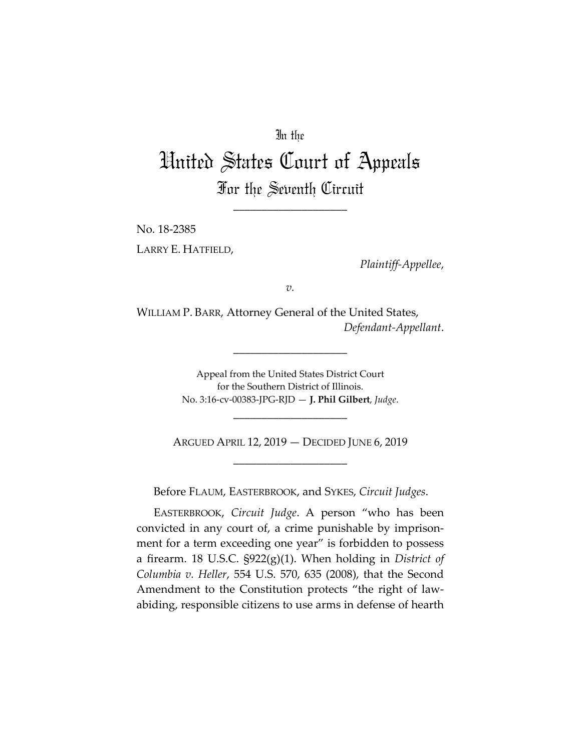In the

# United States Court of Appeals

## For the Seventh Circuit

____________________

No. 18-2385

LARRY E. HATFIELD,

*Plaintiff-Appellee*,

*v.*

WILLIAM P. BARR, Attorney General of the United States,

*Defendant-Appellant*.

____________________

Appeal from the United States District Court
for the Southern District of Illinois.
No. 3:16-cv-00383-JPG-RJD — **J. Phil Gilbert**, *Judge*.

____________________

ARGUED APRIL 12, 2019 — DECIDED JUNE 6, 2019

____________________

Before FLAUM, EASTERBROOK, and SYKES, *Circuit Judges*.

EASTERBROOK, *Circuit Judge*. A person "who has been convicted in any court of, a crime punishable by imprisonment for a term exceeding one year" is forbidden to possess a firearm. 18 U.S.C. §922(g)(1). When holding in *District of Columbia v. Heller*, 554 U.S. 570, 635 (2008), that the Second Amendment to the Constitution protects "the right of law-abiding, responsible citizens to use arms in defense of hearth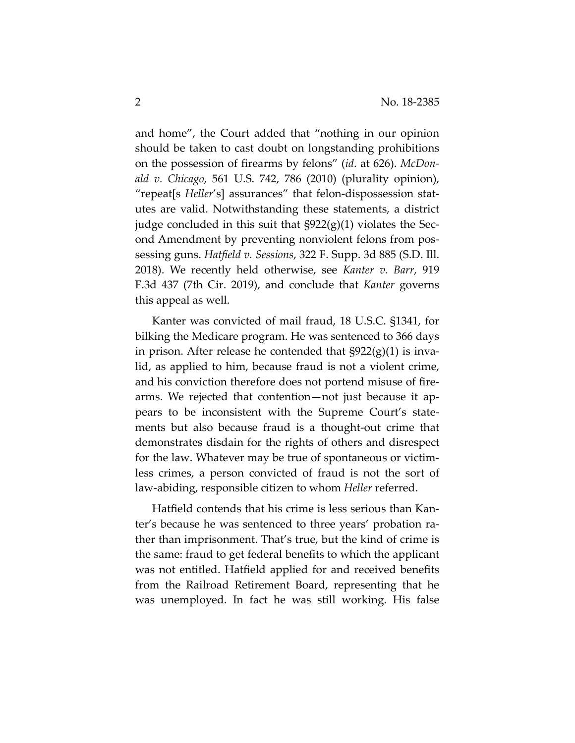and home", the Court added that "nothing in our opinion should be taken to cast doubt on longstanding prohibitions on the possession of firearms by felons" (*id*. at 626). *McDonald v. Chicago*, 561 U.S. 742, 786 (2010) (plurality opinion), "repeat[s *Heller*'s] assurances" that felon-dispossession statutes are valid. Notwithstanding these statements, a district judge concluded in this suit that §922(g)(1) violates the Second Amendment by preventing nonviolent felons from possessing guns. *Hatfield v. Sessions*, 322 F. Supp. 3d 885 (S.D. Ill. 2018). We recently held otherwise, see *Kanter v. Barr*, 919 F.3d 437 (7th Cir. 2019), and conclude that *Kanter* governs this appeal as well.

Kanter was convicted of mail fraud, 18 U.S.C. §1341, for bilking the Medicare program. He was sentenced to 366 days in prison. After release he contended that §922(g)(1) is invalid, as applied to him, because fraud is not a violent crime, and his conviction therefore does not portend misuse of firearms. We rejected that contention—not just because it appears to be inconsistent with the Supreme Court's statements but also because fraud is a thought-out crime that demonstrates disdain for the rights of others and disrespect for the law. Whatever may be true of spontaneous or victimless crimes, a person convicted of fraud is not the sort of law-abiding, responsible citizen to whom *Heller* referred.

Hatfield contends that his crime is less serious than Kanter's because he was sentenced to three years' probation rather than imprisonment. That's true, but the kind of crime is the same: fraud to get federal benefits to which the applicant was not entitled. Hatfield applied for and received benefits from the Railroad Retirement Board, representing that he was unemployed. In fact he was still working. His false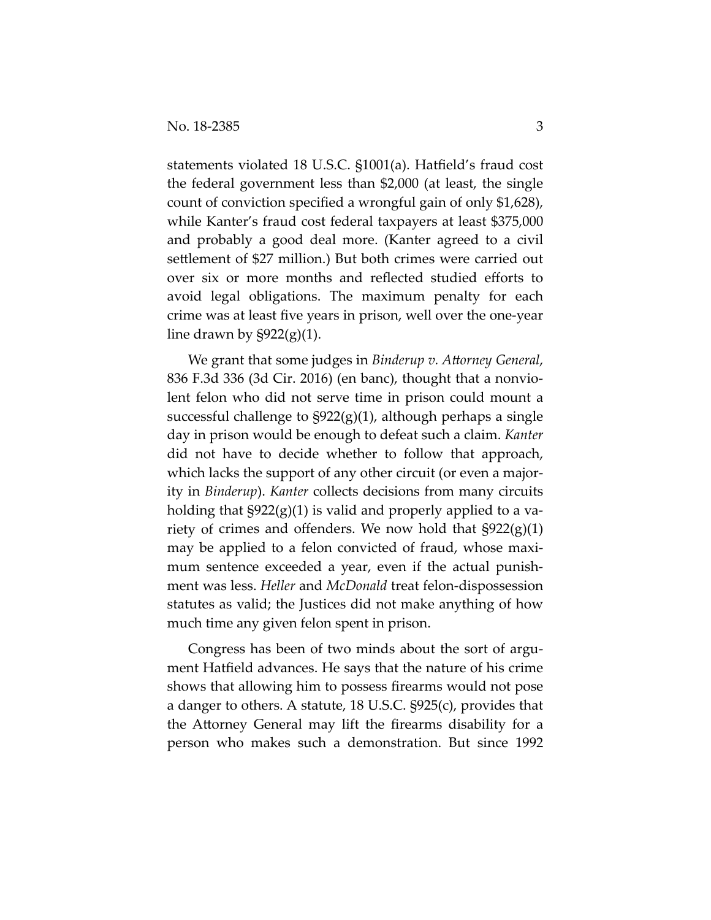statements violated 18 U.S.C. §1001(a). Hatfield's fraud cost the federal government less than $2,000 (at least, the single count of conviction specified a wrongful gain of only $1,628), while Kanter's fraud cost federal taxpayers at least $375,000 and probably a good deal more. (Kanter agreed to a civil settlement of $27 million.) But both crimes were carried out over six or more months and reflected studied efforts to avoid legal obligations. The maximum penalty for each crime was at least five years in prison, well over the one-year line drawn by §922(g)(1).

We grant that some judges in *Binderup v. Attorney General*, 836 F.3d 336 (3d Cir. 2016) (en banc), thought that a nonviolent felon who did not serve time in prison could mount a successful challenge to §922(g)(1), although perhaps a single day in prison would be enough to defeat such a claim. *Kanter* did not have to decide whether to follow that approach, which lacks the support of any other circuit (or even a majority in *Binderup*). *Kanter* collects decisions from many circuits holding that §922(g)(1) is valid and properly applied to a variety of crimes and offenders. We now hold that §922(g)(1) may be applied to a felon convicted of fraud, whose maximum sentence exceeded a year, even if the actual punishment was less. *Heller* and *McDonald* treat felon-dispossession statutes as valid; the Justices did not make anything of how much time any given felon spent in prison.

Congress has been of two minds about the sort of argument Hatfield advances. He says that the nature of his crime shows that allowing him to possess firearms would not pose a danger to others. A statute, 18 U.S.C. §925(c), provides that the Attorney General may lift the firearms disability for a person who makes such a demonstration. But since 1992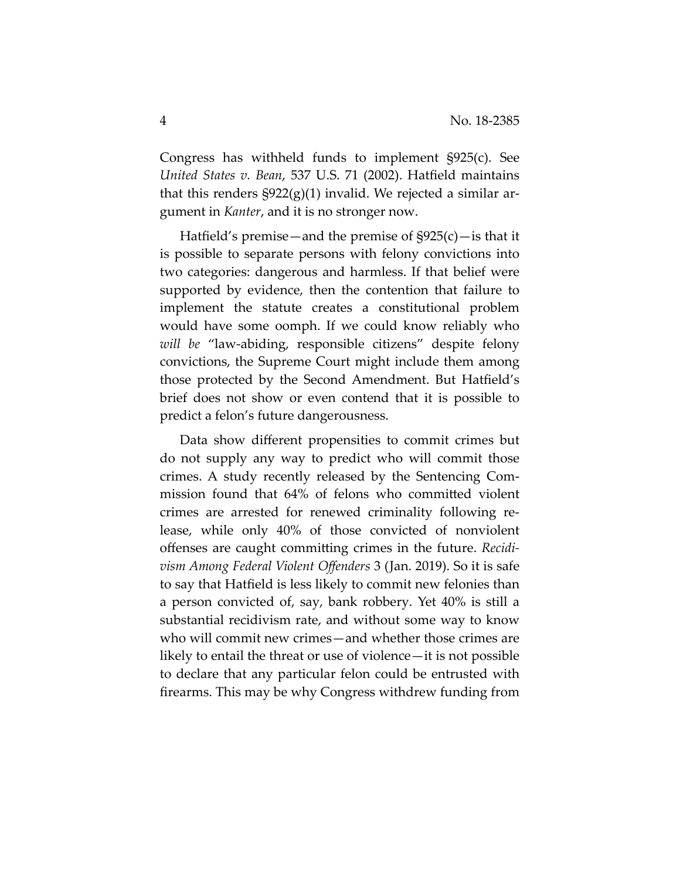Congress has withheld funds to implement §925(c). See *United States v. Bean*, 537 U.S. 71 (2002). Hatfield maintains that this renders §922(g)(1) invalid. We rejected a similar argument in *Kanter*, and it is no stronger now.

Hatfield's premise—and the premise of §925(c)—is that it is possible to separate persons with felony convictions into two categories: dangerous and harmless. If that belief were supported by evidence, then the contention that failure to implement the statute creates a constitutional problem would have some oomph. If we could know reliably who *will be* "law-abiding, responsible citizens" despite felony convictions, the Supreme Court might include them among those protected by the Second Amendment. But Hatfield's brief does not show or even contend that it is possible to predict a felon's future dangerousness.

Data show different propensities to commit crimes but do not supply any way to predict who will commit those crimes. A study recently released by the Sentencing Commission found that 64% of felons who committed violent crimes are arrested for renewed criminality following release, while only 40% of those convicted of nonviolent offenses are caught committing crimes in the future. *Recidivism Among Federal Violent Offenders* 3 (Jan. 2019). So it is safe to say that Hatfield is less likely to commit new felonies than a person convicted of, say, bank robbery. Yet 40% is still a substantial recidivism rate, and without some way to know who will commit new crimes—and whether those crimes are likely to entail the threat or use of violence—it is not possible to declare that any particular felon could be entrusted with firearms. This may be why Congress withdrew funding from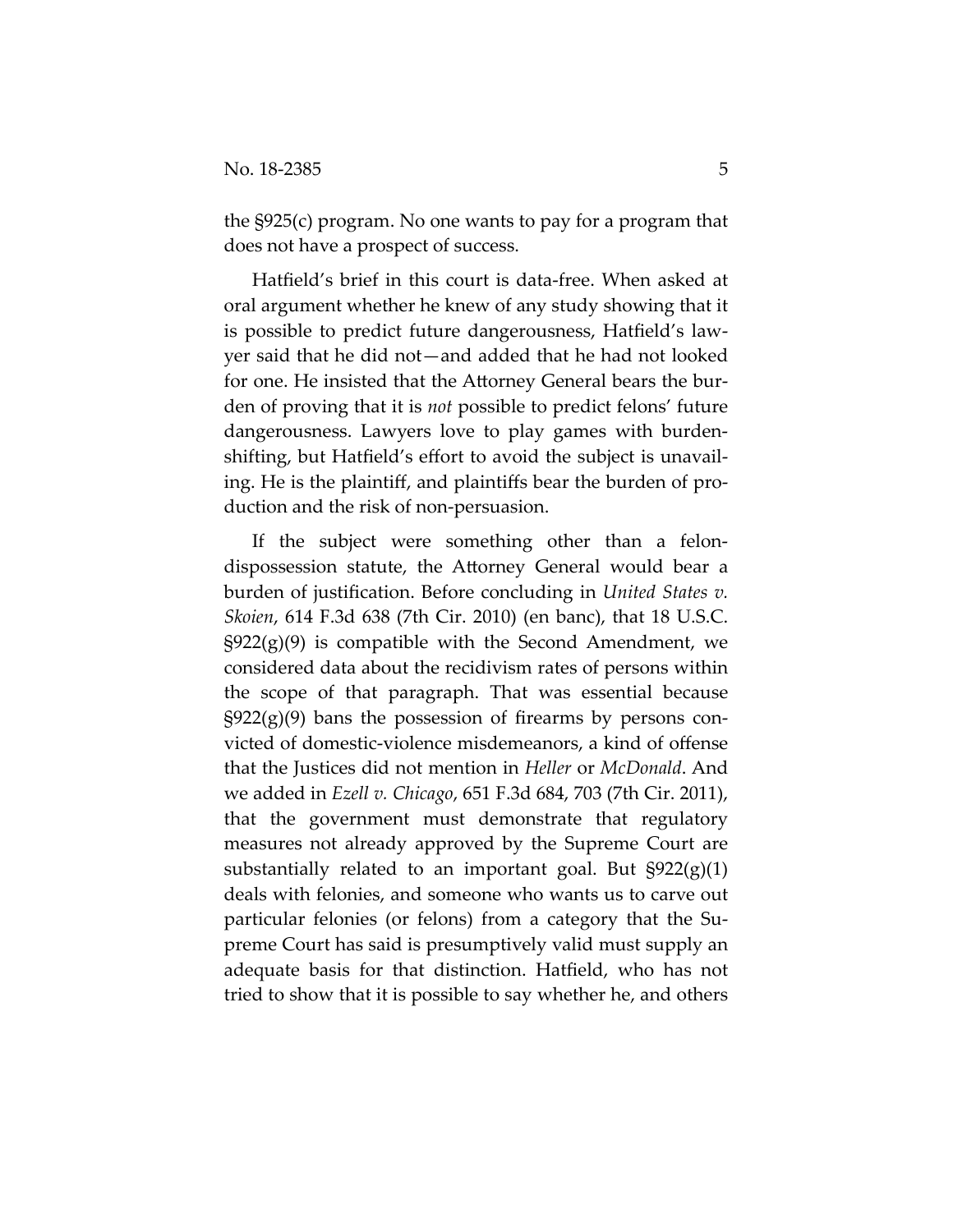the §925(c) program. No one wants to pay for a program that does not have a prospect of success.

Hatfield's brief in this court is data-free. When asked at oral argument whether he knew of any study showing that it is possible to predict future dangerousness, Hatfield's lawyer said that he did not—and added that he had not looked for one. He insisted that the Attorney General bears the burden of proving that it is *not* possible to predict felons' future dangerousness. Lawyers love to play games with burden-shifting, but Hatfield's effort to avoid the subject is unavailing. He is the plaintiff, and plaintiffs bear the burden of production and the risk of non-persuasion.

If the subject were something other than a felon-dispossession statute, the Attorney General would bear a burden of justification. Before concluding in *United States v. Skoien*, 614 F.3d 638 (7th Cir. 2010) (en banc), that 18 U.S.C. §922(g)(9) is compatible with the Second Amendment, we considered data about the recidivism rates of persons within the scope of that paragraph. That was essential because §922(g)(9) bans the possession of firearms by persons convicted of domestic-violence misdemeanors, a kind of offense that the Justices did not mention in *Heller* or *McDonald*. And we added in *Ezell v. Chicago*, 651 F.3d 684, 703 (7th Cir. 2011), that the government must demonstrate that regulatory measures not already approved by the Supreme Court are substantially related to an important goal. But §922(g)(1) deals with felonies, and someone who wants us to carve out particular felonies (or felons) from a category that the Supreme Court has said is presumptively valid must supply an adequate basis for that distinction. Hatfield, who has not tried to show that it is possible to say whether he, and others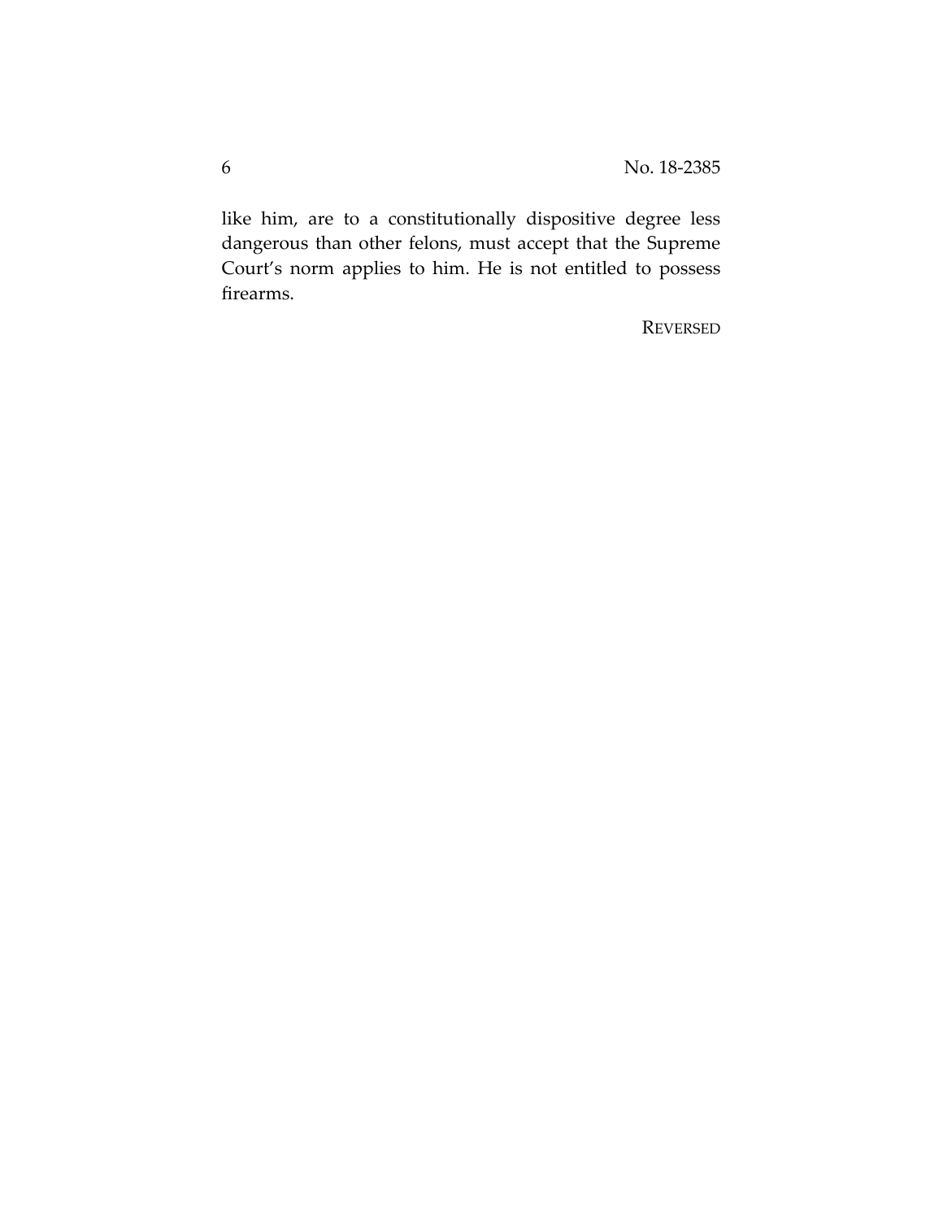like him, are to a constitutionally dispositive degree less dangerous than other felons, must accept that the Supreme Court's norm applies to him. He is not entitled to possess firearms.

REVERSED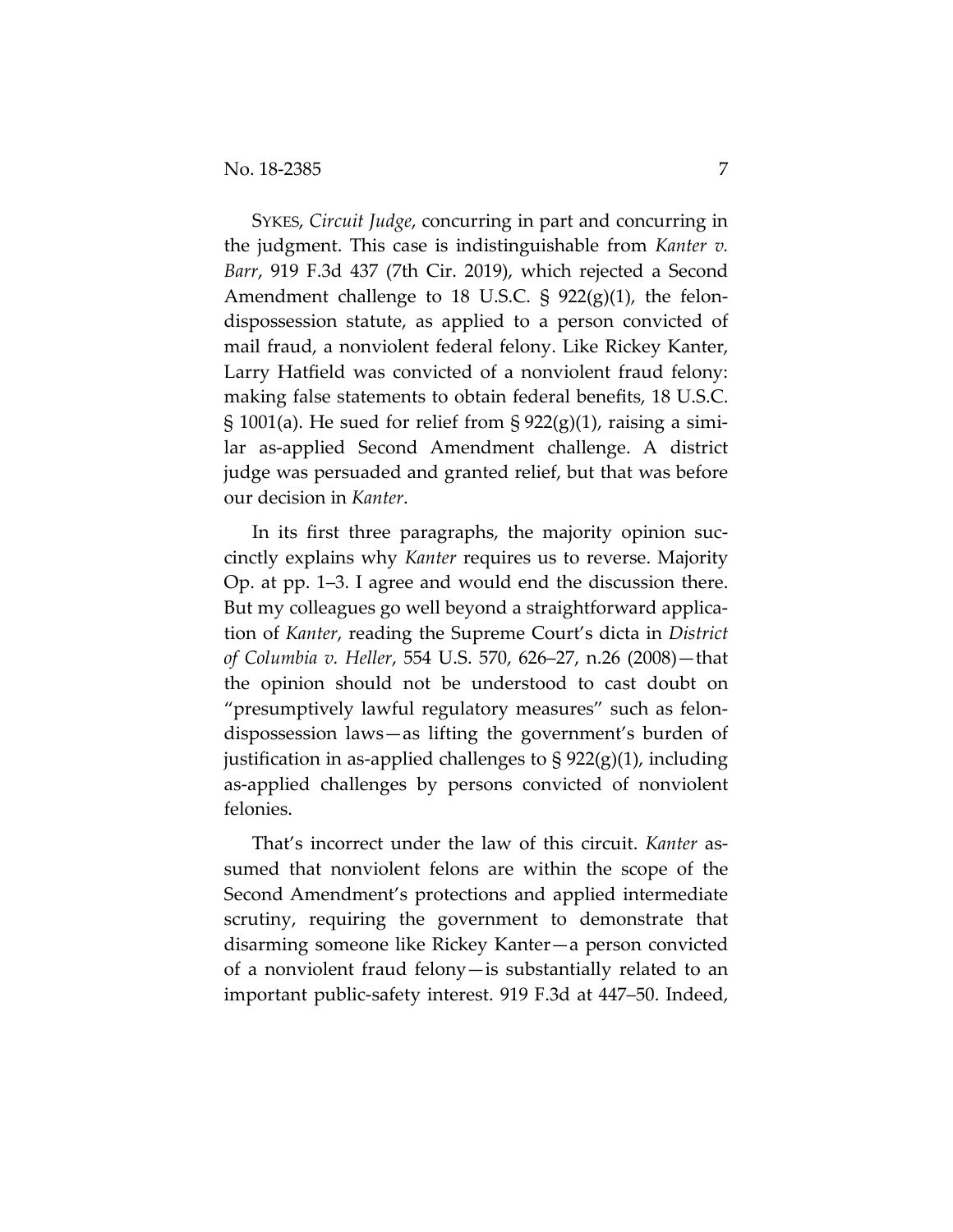SYKES, *Circuit Judge*, concurring in part and concurring in the judgment. This case is indistinguishable from *Kanter v. Barr*, 919 F.3d 437 (7th Cir. 2019), which rejected a Second Amendment challenge to 18 U.S.C. § 922(g)(1), the felon-dispossession statute, as applied to a person convicted of mail fraud, a nonviolent federal felony. Like Rickey Kanter, Larry Hatfield was convicted of a nonviolent fraud felony: making false statements to obtain federal benefits, 18 U.S.C. § 1001(a). He sued for relief from § 922(g)(1), raising a similar as-applied Second Amendment challenge. A district judge was persuaded and granted relief, but that was before our decision in *Kanter*.

In its first three paragraphs, the majority opinion succinctly explains why *Kanter* requires us to reverse. Majority Op. at pp. 1–3. I agree and would end the discussion there. But my colleagues go well beyond a straightforward application of *Kanter*, reading the Supreme Court's dicta in *District of Columbia v. Heller*, 554 U.S. 570, 626–27, n.26 (2008)—that the opinion should not be understood to cast doubt on "presumptively lawful regulatory measures" such as felon-dispossession laws—as lifting the government's burden of justification in as-applied challenges to § 922(g)(1), including as-applied challenges by persons convicted of nonviolent felonies.

That's incorrect under the law of this circuit. *Kanter* assumed that nonviolent felons are within the scope of the Second Amendment's protections and applied intermediate scrutiny, requiring the government to demonstrate that disarming someone like Rickey Kanter—a person convicted of a nonviolent fraud felony—is substantially related to an important public-safety interest. 919 F.3d at 447–50. Indeed,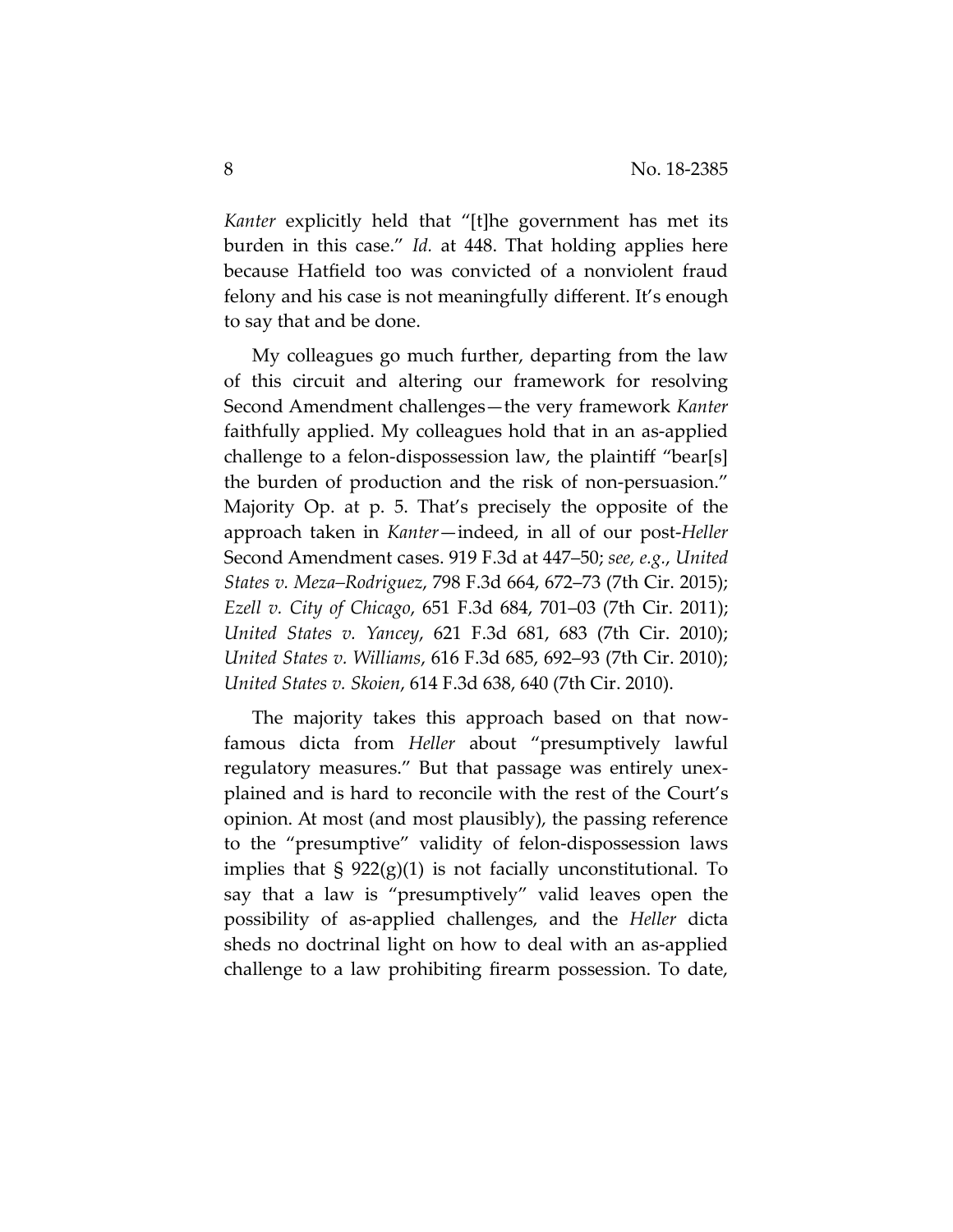*Kanter* explicitly held that "[t]he government has met its burden in this case." *Id.* at 448. That holding applies here because Hatfield too was convicted of a nonviolent fraud felony and his case is not meaningfully different. It's enough to say that and be done.

My colleagues go much further, departing from the law of this circuit and altering our framework for resolving Second Amendment challenges—the very framework *Kanter* faithfully applied. My colleagues hold that in an as-applied challenge to a felon-dispossession law, the plaintiff "bear[s] the burden of production and the risk of non-persuasion." Majority Op. at p. 5. That's precisely the opposite of the approach taken in *Kanter*—indeed, in all of our post-*Heller* Second Amendment cases. 919 F.3d at 447–50; *see, e.g.*, *United States v. Meza–Rodriguez*, 798 F.3d 664, 672–73 (7th Cir. 2015); *Ezell v. City of Chicago*, 651 F.3d 684, 701–03 (7th Cir. 2011); *United States v. Yancey*, 621 F.3d 681, 683 (7th Cir. 2010); *United States v. Williams*, 616 F.3d 685, 692–93 (7th Cir. 2010); *United States v. Skoien*, 614 F.3d 638, 640 (7th Cir. 2010).

The majority takes this approach based on that now-famous dicta from *Heller* about "presumptively lawful regulatory measures." But that passage was entirely unexplained and is hard to reconcile with the rest of the Court's opinion. At most (and most plausibly), the passing reference to the "presumptive" validity of felon-dispossession laws implies that § 922(g)(1) is not facially unconstitutional. To say that a law is "presumptively" valid leaves open the possibility of as-applied challenges, and the *Heller* dicta sheds no doctrinal light on how to deal with an as-applied challenge to a law prohibiting firearm possession. To date,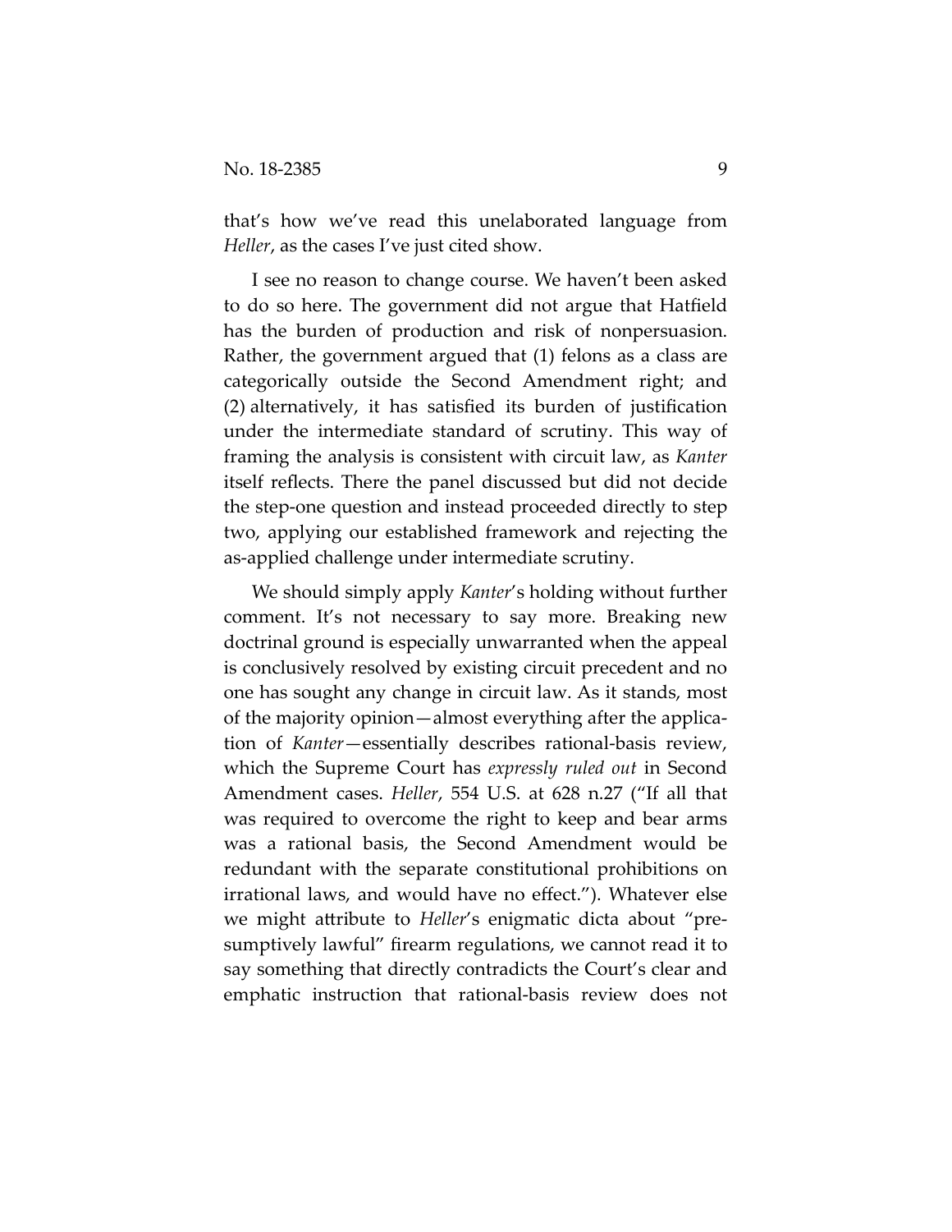that's how we've read this unelaborated language from *Heller*, as the cases I've just cited show.

I see no reason to change course. We haven't been asked to do so here. The government did not argue that Hatfield has the burden of production and risk of nonpersuasion. Rather, the government argued that (1) felons as a class are categorically outside the Second Amendment right; and (2) alternatively, it has satisfied its burden of justification under the intermediate standard of scrutiny. This way of framing the analysis is consistent with circuit law, as *Kanter* itself reflects. There the panel discussed but did not decide the step-one question and instead proceeded directly to step two, applying our established framework and rejecting the as-applied challenge under intermediate scrutiny.

We should simply apply *Kanter*'s holding without further comment. It's not necessary to say more. Breaking new doctrinal ground is especially unwarranted when the appeal is conclusively resolved by existing circuit precedent and no one has sought any change in circuit law. As it stands, most of the majority opinion—almost everything after the application of *Kanter*—essentially describes rational-basis review, which the Supreme Court has *expressly ruled out* in Second Amendment cases. *Heller*, 554 U.S. at 628 n.27 ("If all that was required to overcome the right to keep and bear arms was a rational basis, the Second Amendment would be redundant with the separate constitutional prohibitions on irrational laws, and would have no effect."). Whatever else we might attribute to *Heller*'s enigmatic dicta about "presumptively lawful" firearm regulations, we cannot read it to say something that directly contradicts the Court's clear and emphatic instruction that rational-basis review does not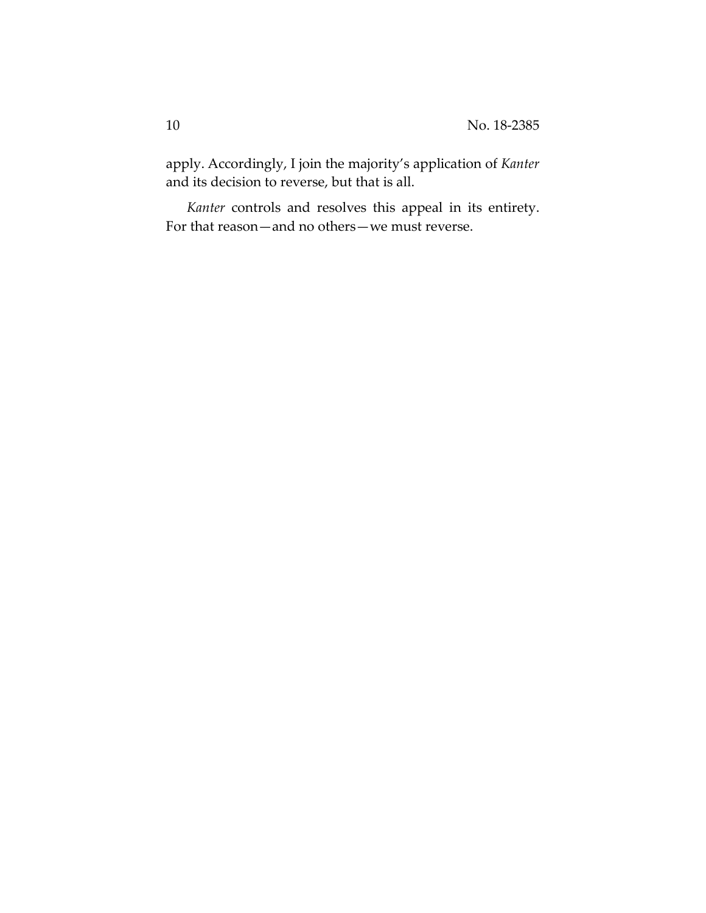apply. Accordingly, I join the majority's application of *Kanter* and its decision to reverse, but that is all.

*Kanter* controls and resolves this appeal in its entirety. For that reason—and no others—we must reverse.